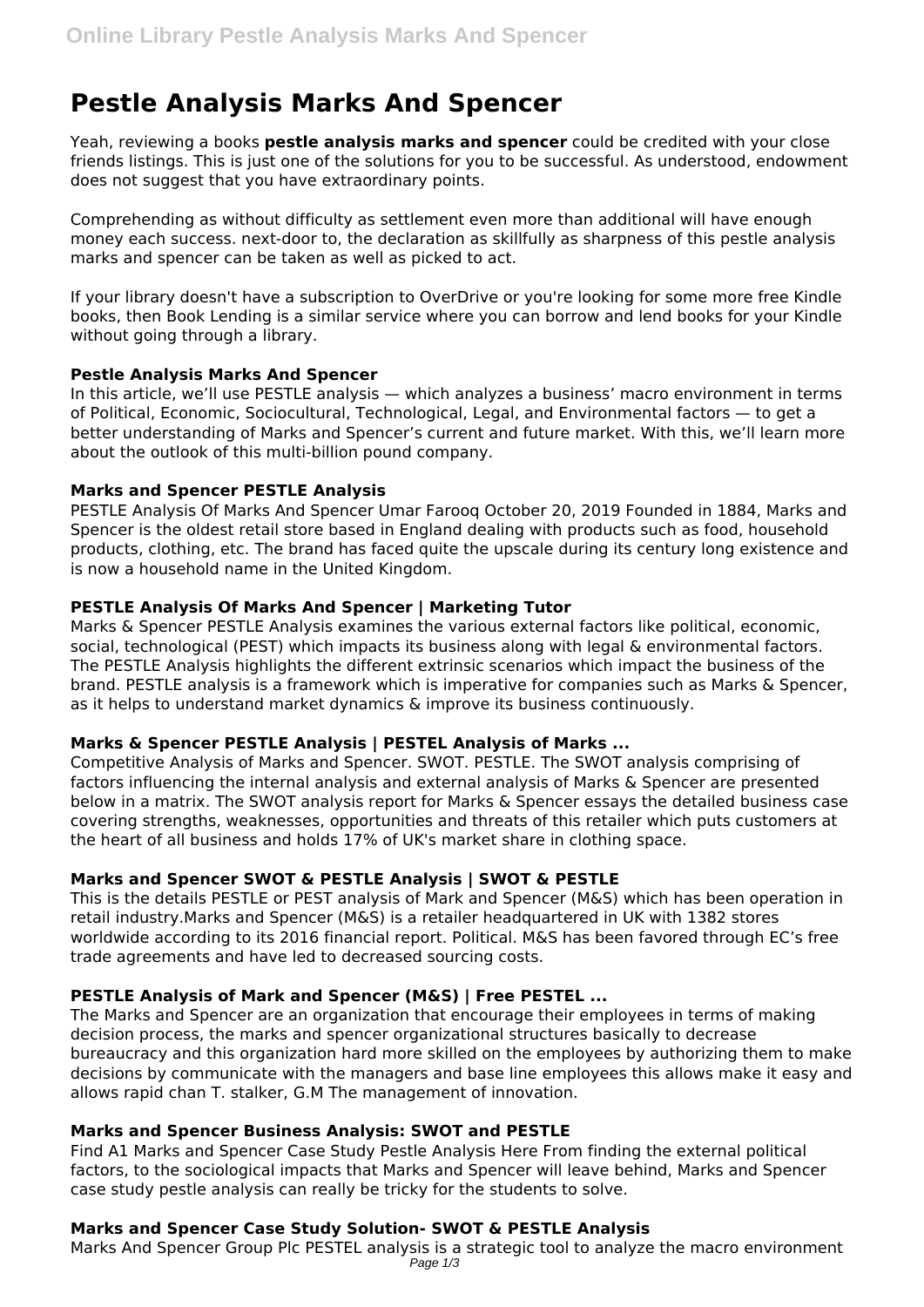# Pestle Analysis Marks And Spencer

Yeah, reviewing a books **pestle analysis marks and spencer** could be credited with your close friends listings. This is just one of the solutions for you to be successful. As understood, endowment does not suggest that you have extraordinary points.

Comprehending as without difficulty as settlement even more than additional will have enough money each success. next-door to, the declaration as skillfully as sharpness of this pestle analysis marks and spencer can be taken as well as picked to act.

If your library doesn't have a subscription to OverDrive or you're looking for some more free Kindle books, then Book Lending is a similar service where you can borrow and lend books for your Kindle without going through a library.

### Pestle Analysis Marks And Spencer

In this article, we'll use PESTLE analysis — which analyzes a business' macro environment in terms of Political, Economic, Sociocultural, Technological, Legal, and Environmental factors — to get a better understanding of Marks and Spencer's current and future market. With this, we'll learn more about the outlook of this multi-billion pound company.

### Marks and Spencer PESTLE Analysis

PESTLE Analysis Of Marks And Spencer Umar Farooq October 20, 2019 Founded in 1884, Marks and Spencer is the oldest retail store based in England dealing with products such as food, household products, clothing, etc. The brand has faced quite the upscale during its century long existence and is now a household name in the United Kingdom.

### PESTLE Analysis Of Marks And Spencer | Marketing Tutor

Marks & Spencer PESTLE Analysis examines the various external factors like political, economic, social, technological (PEST) which impacts its business along with legal & environmental factors. The PESTLE Analysis highlights the different extrinsic scenarios which impact the business of the brand. PESTLE analysis is a framework which is imperative for companies such as Marks & Spencer, as it helps to understand market dynamics & improve its business continuously.

### Marks & Spencer PESTLE Analysis | PESTEL Analysis of Marks ...

Competitive Analysis of Marks and Spencer. SWOT. PESTLE. The SWOT analysis comprising of factors influencing the internal analysis and external analysis of Marks & Spencer are presented below in a matrix. The SWOT analysis report for Marks & Spencer essays the detailed business case covering strengths, weaknesses, opportunities and threats of this retailer which puts customers at the heart of all business and holds 17% of UK's market share in clothing space.

### Marks and Spencer SWOT & PESTLE Analysis | SWOT & PESTLE

This is the details PESTLE or PEST analysis of Mark and Spencer (M&S) which has been operation in retail industry.Marks and Spencer (M&S) is a retailer headquartered in UK with 1382 stores worldwide according to its 2016 financial report. Political. M&S has been favored through EC's free trade agreements and have led to decreased sourcing costs.

### PESTLE Analysis of Mark and Spencer (M&S) | Free PESTEL ...

The Marks and Spencer are an organization that encourage their employees in terms of making decision process, the marks and spencer organizational structures basically to decrease bureaucracy and this organization hard more skilled on the employees by authorizing them to make decisions by communicate with the managers and base line employees this allows make it easy and allows rapid chan T. stalker, G.M The management of innovation.

### Marks and Spencer Business Analysis: SWOT and PESTLE

Find A1 Marks and Spencer Case Study Pestle Analysis Here From finding the external political factors, to the sociological impacts that Marks and Spencer will leave behind, Marks and Spencer case study pestle analysis can really be tricky for the students to solve.

### Marks and Spencer Case Study Solution- SWOT & PESTLE Analysis

Marks And Spencer Group Plc PESTEL analysis is a strategic tool to analyze the macro environment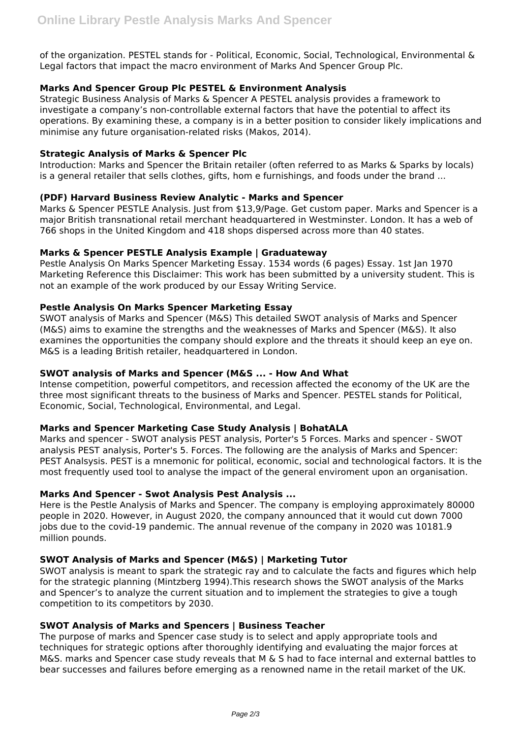of the organization. PESTEL stands for - Political, Economic, Social, Technological, Environmental & Legal factors that impact the macro environment of Marks And Spencer Group Plc.

### Marks And Spencer Group Plc PESTEL & Environment Analysis

Strategic Business Analysis of Marks & Spencer A PESTEL analysis provides a framework to investigate a company's non-controllable external factors that have the potential to affect its operations. By examining these, a company is in a better position to consider likely implications and minimise any future organisation-related risks (Makos, 2014).

### Strategic Analysis of Marks & Spencer Plc

Introduction: Marks and Spencer the Britain retailer (often referred to as Marks & Sparks by locals) is a general retailer that sells clothes, gifts, hom e furnishings, and foods under the brand ...

### (PDF) Harvard Business Review Analytic - Marks and Spencer

Marks & Spencer PESTLE Analysis. Just from $13,9/Page. Get custom paper. Marks and Spencer is a major British transnational retail merchant headquartered in Westminster. London. It has a web of 766 shops in the United Kingdom and 418 shops dispersed across more than 40 states.

### Marks & Spencer PESTLE Analysis Example | Graduateway

Pestle Analysis On Marks Spencer Marketing Essay. 1534 words (6 pages) Essay. 1st Jan 1970 Marketing Reference this Disclaimer: This work has been submitted by a university student. This is not an example of the work produced by our Essay Writing Service.

### Pestle Analysis On Marks Spencer Marketing Essay

SWOT analysis of Marks and Spencer (M&S) This detailed SWOT analysis of Marks and Spencer (M&S) aims to examine the strengths and the weaknesses of Marks and Spencer (M&S). It also examines the opportunities the company should explore and the threats it should keep an eye on. M&S is a leading British retailer, headquartered in London.

### SWOT analysis of Marks and Spencer (M&S ... - How And What

Intense competition, powerful competitors, and recession affected the economy of the UK are the three most significant threats to the business of Marks and Spencer. PESTEL stands for Political, Economic, Social, Technological, Environmental, and Legal.

### Marks and Spencer Marketing Case Study Analysis | BohatALA

Marks and spencer - SWOT analysis PEST analysis, Porter's 5 Forces. Marks and spencer - SWOT analysis PEST analysis, Porter's 5. Forces. The following are the analysis of Marks and Spencer: PEST Analsysis. PEST is a mnemonic for political, economic, social and technological factors. It is the most frequently used tool to analyse the impact of the general enviroment upon an organisation.

### Marks And Spencer - Swot Analysis Pest Analysis ...

Here is the Pestle Analysis of Marks and Spencer. The company is employing approximately 80000 people in 2020. However, in August 2020, the company announced that it would cut down 7000 jobs due to the covid-19 pandemic. The annual revenue of the company in 2020 was 10181.9 million pounds.

### SWOT Analysis of Marks and Spencer (M&S) | Marketing Tutor

SWOT analysis is meant to spark the strategic ray and to calculate the facts and figures which help for the strategic planning (Mintzberg 1994).This research shows the SWOT analysis of the Marks and Spencer's to analyze the current situation and to implement the strategies to give a tough competition to its competitors by 2030.

### SWOT Analysis of Marks and Spencers | Business Teacher

The purpose of marks and Spencer case study is to select and apply appropriate tools and techniques for strategic options after thoroughly identifying and evaluating the major forces at M&S. marks and Spencer case study reveals that M & S had to face internal and external battles to bear successes and failures before emerging as a renowned name in the retail market of the UK.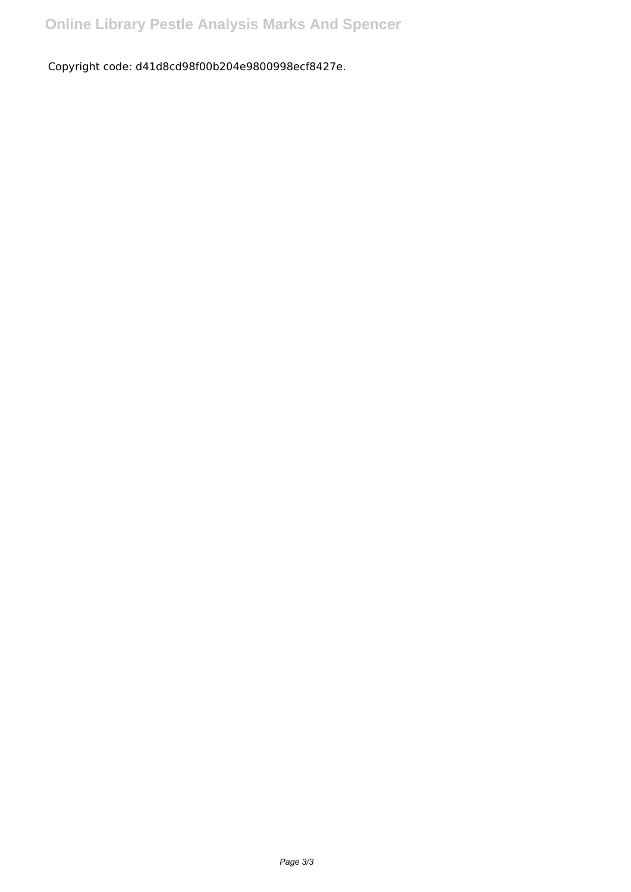Copyright code: d41d8cd98f00b204e9800998ecf8427e.